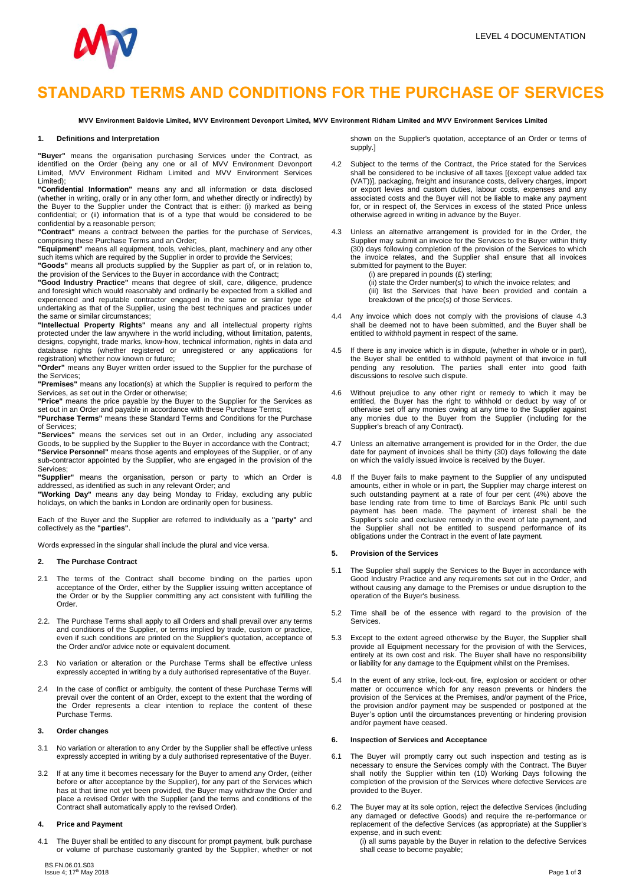# STANDARD TERMS AND CONDITIONS FOR THE PURCHASE OF SERVICES

**MVV Environment Baldovie Limited, MVV Environment Devonport Limited, MVV Environment Ridham Limited and MVV Environment Services Limited**

## 1. Definitions and Interpretation

**"Buyer"** means the organisation purchasing Services under the Contract, as identified on the Order (being any one or all of MVV Environment Devonport Limited, MVV Environment Ridham Limited and MVV Environment Services Limited);

**"Confidential Information"** means any and all information or data disclosed (whether in writing, orally or in any other form, and whether directly or indirectly) by the Buyer to the Supplier under the Contract that is either: (i) marked as being confidential; or (ii) information that is of a type that would be considered to be confidential by a reasonable person;

**"Contract"** means a contract between the parties for the purchase of Services, comprising these Purchase Terms and an Order;

**"Equipment"** means all equipment, tools, vehicles, plant, machinery and any other such items which are required by the Supplier in order to provide the Services;

**"Goods"** means all products supplied by the Supplier as part of, or in relation to, the provision of the Services to the Buyer in accordance with the Contract;

**"Good Industry Practice"** means that degree of skill, care, diligence, prudence and foresight which would reasonably and ordinarily be expected from a skilled and experienced and reputable contractor engaged in the same or similar type of undertaking as that of the Supplier, using the best techniques and practices under the same or similar circumstances;

**"Intellectual Property Rights"** means any and all intellectual property rights protected under the law anywhere in the world including, without limitation, patents, designs, copyright, trade marks, know-how, technical information, rights in data and database rights (whether registered or unregistered or any applications for registration) whether now known or future;

**"Order"** means any Buyer written order issued to the Supplier for the purchase of the Services;

**"Premises"** means any location(s) at which the Supplier is required to perform the Services, as set out in the Order or otherwise;

**"Price"** means the price payable by the Buyer to the Supplier for the Services as set out in an Order and payable in accordance with these Purchase Terms;

**"Purchase Terms"** means these Standard Terms and Conditions for the Purchase of Services;

**"Services"** means the services set out in an Order, including any associated Goods, to be supplied by the Supplier to the Buyer in accordance with the Contract;

**"Service Personnel"** means those agents and employees of the Supplier, or of any sub-contractor appointed by the Supplier, who are engaged in the provision of the Services;

**"Supplier"** means the organisation, person or party to which an Order is addressed, as identified as such in any relevant Order; and

**"Working Day"** means any day being Monday to Friday, excluding any public holidays, on which the banks in London are ordinarily open for business.

Each of the Buyer and the Supplier are referred to individually as a **"party"** and collectively as the **"parties"**.

Words expressed in the singular shall include the plural and vice versa.

## 2. The Purchase Contract

2.1 The terms of the Contract shall become binding on the parties upon acceptance of the Order, either by the Supplier issuing written acceptance of the Order or by the Supplier committing any act consistent with fulfilling the Order.

2.2. The Purchase Terms shall apply to all Orders and shall prevail over any terms and conditions of the Supplier, or terms implied by trade, custom or practice, even if such conditions are printed on the Supplier's quotation, acceptance of the Order and/or advice note or equivalent document.

2.3 No variation or alteration or the Purchase Terms shall be effective unless expressly accepted in writing by a duly authorised representative of the Buyer.

2.4 In the case of conflict or ambiguity, the content of these Purchase Terms will prevail over the content of an Order, except to the extent that the wording of the Order represents a clear intention to replace the content of these Purchase Terms.

## 3. Order changes

3.1 No variation or alteration to any Order by the Supplier shall be effective unless expressly accepted in writing by a duly authorised representative of the Buyer.

3.2 If at any time it becomes necessary for the Buyer to amend any Order, (either before or after acceptance by the Supplier), for any part of the Services which has at that time not yet been provided, the Buyer may withdraw the Order and place a revised Order with the Supplier (and the terms and conditions of the Contract shall automatically apply to the revised Order).

## 4. Price and Payment

4.1 The Buyer shall be entitled to any discount for prompt payment, bulk purchase or volume of purchase customarily granted by the Supplier, whether or not shown on the Supplier's quotation, acceptance of an Order or terms of supply.]

4.2 Subject to the terms of the Contract, the Price stated for the Services shall be considered to be inclusive of all taxes [(except value added tax (VAT))], packaging, freight and insurance costs, delivery charges, import or export levies and custom duties, labour costs, expenses and any associated costs and the Buyer will not be liable to make any payment for, or in respect of, the Services in excess of the stated Price unless otherwise agreed in writing in advance by the Buyer.

4.3 Unless an alternative arrangement is provided for in the Order, the Supplier may submit an invoice for the Services to the Buyer within thirty (30) days following completion of the provision of the Services to which the invoice relates, and the Supplier shall ensure that all invoices submitted for payment to the Buyer:

(i) are prepared in pounds (£) sterling;
(ii) state the Order number(s) to which the invoice relates; and
(iii) list the Services that have been provided and contain a breakdown of the price(s) of those Services.

4.4 Any invoice which does not comply with the provisions of clause 4.3 shall be deemed not to have been submitted, and the Buyer shall be entitled to withhold payment in respect of the same.

4.5 If there is any invoice which is in dispute, (whether in whole or in part), the Buyer shall be entitled to withhold payment of that invoice in full pending any resolution. The parties shall enter into good faith discussions to resolve such dispute.

4.6 Without prejudice to any other right or remedy to which it may be entitled, the Buyer has the right to withhold or deduct by way of or otherwise set off any monies owing at any time to the Supplier against any monies due to the Buyer from the Supplier (including for the Supplier's breach of any Contract).

4.7 Unless an alternative arrangement is provided for in the Order, the due date for payment of invoices shall be thirty (30) days following the date on which the validly issued invoice is received by the Buyer.

4.8 If the Buyer fails to make payment to the Supplier of any undisputed amounts, either in whole or in part, the Supplier may charge interest on such outstanding payment at a rate of four per cent (4%) above the base lending rate from time to time of Barclays Bank Plc until such payment has been made. The payment of interest shall be the Supplier's sole and exclusive remedy in the event of late payment, and the Supplier shall not be entitled to suspend performance of its obligations under the Contract in the event of late payment.

## 5. Provision of the Services

5.1 The Supplier shall supply the Services to the Buyer in accordance with Good Industry Practice and any requirements set out in the Order, and without causing any damage to the Premises or undue disruption to the operation of the Buyer's business.

5.2 Time shall be of the essence with regard to the provision of the Services.

5.3 Except to the extent agreed otherwise by the Buyer, the Supplier shall provide all Equipment necessary for the provision of with the Services, entirely at its own cost and risk. The Buyer shall have no responsibility or liability for any damage to the Equipment whilst on the Premises.

5.4 In the event of any strike, lock-out, fire, explosion or accident or other matter or occurrence which for any reason prevents or hinders the provision of the Services at the Premises, and/or payment of the Price, the provision and/or payment may be suspended or postponed at the Buyer's option until the circumstances preventing or hindering provision and/or payment have ceased.

## 6. Inspection of Services and Acceptance

6.1 The Buyer will promptly carry out such inspection and testing as is necessary to ensure the Services comply with the Contract. The Buyer shall notify the Supplier within ten (10) Working Days following the completion of the provision of the Services where defective Services are provided to the Buyer.

6.2 The Buyer may at its sole option, reject the defective Services (including any damaged or defective Goods) and require the re-performance or replacement of the defective Services (as appropriate) at the Supplier's expense, and in such event:

(i) all sums payable by the Buyer in relation to the defective Services shall cease to become payable;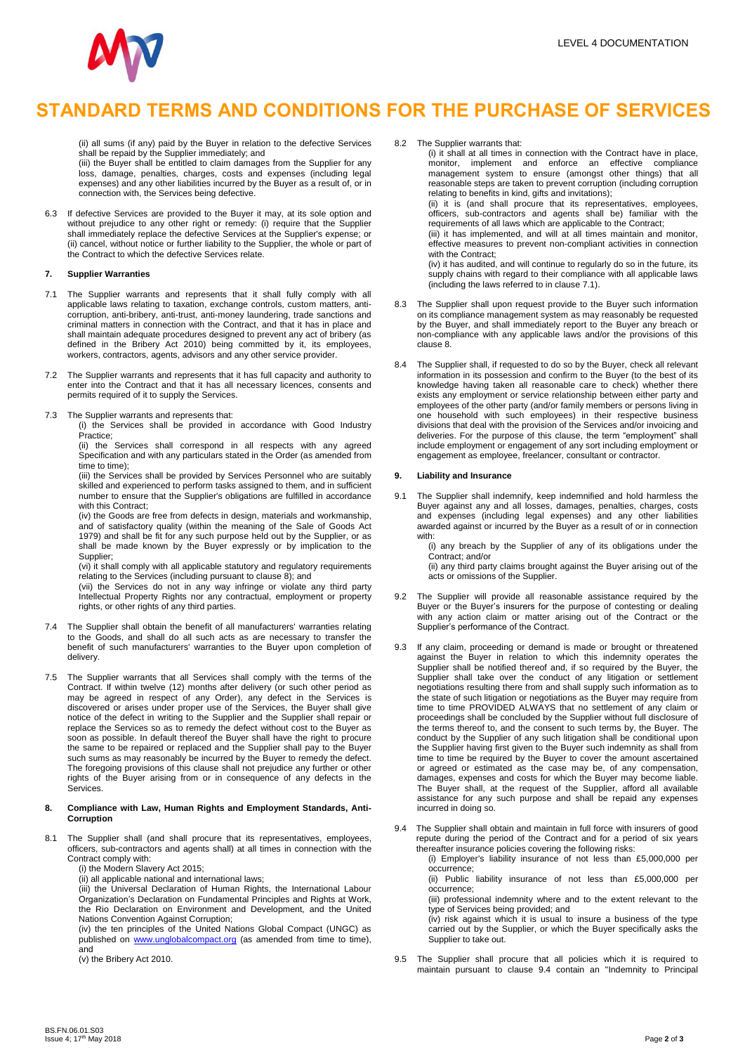# STANDARD TERMS AND CONDITIONS FOR THE PURCHASE OF SERVICES

(ii) all sums (if any) paid by the Buyer in relation to the defective Services shall be repaid by the Supplier immediately; and

(iii) the Buyer shall be entitled to claim damages from the Supplier for any loss, damage, penalties, charges, costs and expenses (including legal expenses) and any other liabilities incurred by the Buyer as a result of, or in connection with, the Services being defective.

6.3 If defective Services are provided to the Buyer it may, at its sole option and without prejudice to any other right or remedy: (i) require that the Supplier shall immediately replace the defective Services at the Supplier's expense; or (ii) cancel, without notice or further liability to the Supplier, the whole or part of the Contract to which the defective Services relate.

### 7. Supplier Warranties

7.1 The Supplier warrants and represents that it shall fully comply with all applicable laws relating to taxation, exchange controls, custom matters, anti-corruption, anti-bribery, anti-trust, anti-money laundering, trade sanctions and criminal matters in connection with the Contract, and that it has in place and shall maintain adequate procedures designed to prevent any act of bribery (as defined in the Bribery Act 2010) being committed by it, its employees, workers, contractors, agents, advisors and any other service provider.

7.2 The Supplier warrants and represents that it has full capacity and authority to enter into the Contract and that it has all necessary licences, consents and permits required of it to supply the Services.

7.3 The Supplier warrants and represents that:

(i) the Services shall be provided in accordance with Good Industry Practice;

(ii) the Services shall correspond in all respects with any agreed Specification and with any particulars stated in the Order (as amended from time to time);

(iii) the Services shall be provided by Services Personnel who are suitably skilled and experienced to perform tasks assigned to them, and in sufficient number to ensure that the Supplier's obligations are fulfilled in accordance with this Contract;

(iv) the Goods are free from defects in design, materials and workmanship, and of satisfactory quality (within the meaning of the Sale of Goods Act 1979) and shall be fit for any such purpose held out by the Supplier, or as shall be made known by the Buyer expressly or by implication to the Supplier;

(vi) it shall comply with all applicable statutory and regulatory requirements relating to the Services (including pursuant to clause 8); and

(vii) the Services do not in any way infringe or violate any third party Intellectual Property Rights nor any contractual, employment or property rights, or other rights of any third parties.

7.4 The Supplier shall obtain the benefit of all manufacturers' warranties relating to the Goods, and shall do all such acts as are necessary to transfer the benefit of such manufacturers' warranties to the Buyer upon completion of delivery.

7.5 The Supplier warrants that all Services shall comply with the terms of the Contract. If within twelve (12) months after delivery (or such other period as may be agreed in respect of any Order), any defect in the Services is discovered or arises under proper use of the Services, the Buyer shall give notice of the defect in writing to the Supplier and the Supplier shall repair or replace the Services so as to remedy the defect without cost to the Buyer as soon as possible. In default thereof the Buyer shall have the right to procure the same to be repaired or replaced and the Supplier shall pay to the Buyer such sums as may reasonably be incurred by the Buyer to remedy the defect. The foregoing provisions of this clause shall not prejudice any further or other rights of the Buyer arising from or in consequence of any defects in the Services.

### 8. Compliance with Law, Human Rights and Employment Standards, Anti-Corruption

8.1 The Supplier shall (and shall procure that its representatives, employees, officers, sub-contractors and agents shall) at all times in connection with the Contract comply with:

(i) the Modern Slavery Act 2015;

(ii) all applicable national and international laws;

(iii) the Universal Declaration of Human Rights, the International Labour Organization's Declaration on Fundamental Principles and Rights at Work, the Rio Declaration on Environment and Development, and the United Nations Convention Against Corruption;

(iv) the ten principles of the United Nations Global Compact (UNGC) as published on www.unglobalcompact.org (as amended from time to time), and

(v) the Bribery Act 2010.

8.2 The Supplier warrants that:

(i) it shall at all times in connection with the Contract have in place, monitor, implement and enforce an effective compliance management system to ensure (amongst other things) that all reasonable steps are taken to prevent corruption (including corruption relating to benefits in kind, gifts and invitations);

(ii) it is (and shall procure that its representatives, employees, officers, sub-contractors and agents shall be) familiar with the requirements of all laws which are applicable to the Contract;

(iii) it has implemented, and will at all times maintain and monitor, effective measures to prevent non-compliant activities in connection with the Contract;

(iv) it has audited, and will continue to regularly do so in the future, its supply chains with regard to their compliance with all applicable laws (including the laws referred to in clause 7.1).

8.3 The Supplier shall upon request provide to the Buyer such information on its compliance management system as may reasonably be requested by the Buyer, and shall immediately report to the Buyer any breach or non-compliance with any applicable laws and/or the provisions of this clause 8.

8.4 The Supplier shall, if requested to do so by the Buyer, check all relevant information in its possession and confirm to the Buyer (to the best of its knowledge having taken all reasonable care to check) whether there exists any employment or service relationship between either party and employees of the other party (and/or family members or persons living in one household with such employees) in their respective business divisions that deal with the provision of the Services and/or invoicing and deliveries. For the purpose of this clause, the term "employment" shall include employment or engagement of any sort including employment or engagement as employee, freelancer, consultant or contractor.

### 9. Liability and Insurance

9.1 The Supplier shall indemnify, keep indemnified and hold harmless the Buyer against any and all losses, damages, penalties, charges, costs and expenses (including legal expenses) and any other liabilities awarded against or incurred by the Buyer as a result of or in connection with:

(i) any breach by the Supplier of any of its obligations under the Contract; and/or

(ii) any third party claims brought against the Buyer arising out of the acts or omissions of the Supplier.

9.2 The Supplier will provide all reasonable assistance required by the Buyer or the Buyer's insurers for the purpose of contesting or dealing with any action claim or matter arising out of the Contract or the Supplier's performance of the Contract.

9.3 If any claim, proceeding or demand is made or brought or threatened against the Buyer in relation to which this indemnity operates the Supplier shall be notified thereof and, if so required by the Buyer, the Supplier shall take over the conduct of any litigation or settlement negotiations resulting there from and shall supply such information as to the state of such litigation or negotiations as the Buyer may require from time to time PROVIDED ALWAYS that no settlement of any claim or proceedings shall be concluded by the Supplier without full disclosure of the terms thereof to, and the consent to such terms by, the Buyer. The conduct by the Supplier of any such litigation shall be conditional upon the Supplier having first given to the Buyer such indemnity as shall from time to time be required by the Buyer to cover the amount ascertained or agreed or estimated as the case may be, of any compensation, damages, expenses and costs for which the Buyer may become liable. The Buyer shall, at the request of the Supplier, afford all available assistance for any such purpose and shall be repaid any expenses incurred in doing so.

9.4 The Supplier shall obtain and maintain in full force with insurers of good repute during the period of the Contract and for a period of six years thereafter insurance policies covering the following risks:

(i) Employer's liability insurance of not less than £5,000,000 per occurrence;

(ii) Public liability insurance of not less than £5,000,000 per occurrence;

(iii) professional indemnity where and to the extent relevant to the type of Services being provided; and

(iv) risk against which it is usual to insure a business of the type carried out by the Supplier, or which the Buyer specifically asks the Supplier to take out.

9.5 The Supplier shall procure that all policies which it is required to maintain pursuant to clause 9.4 contain an "Indemnity to Principal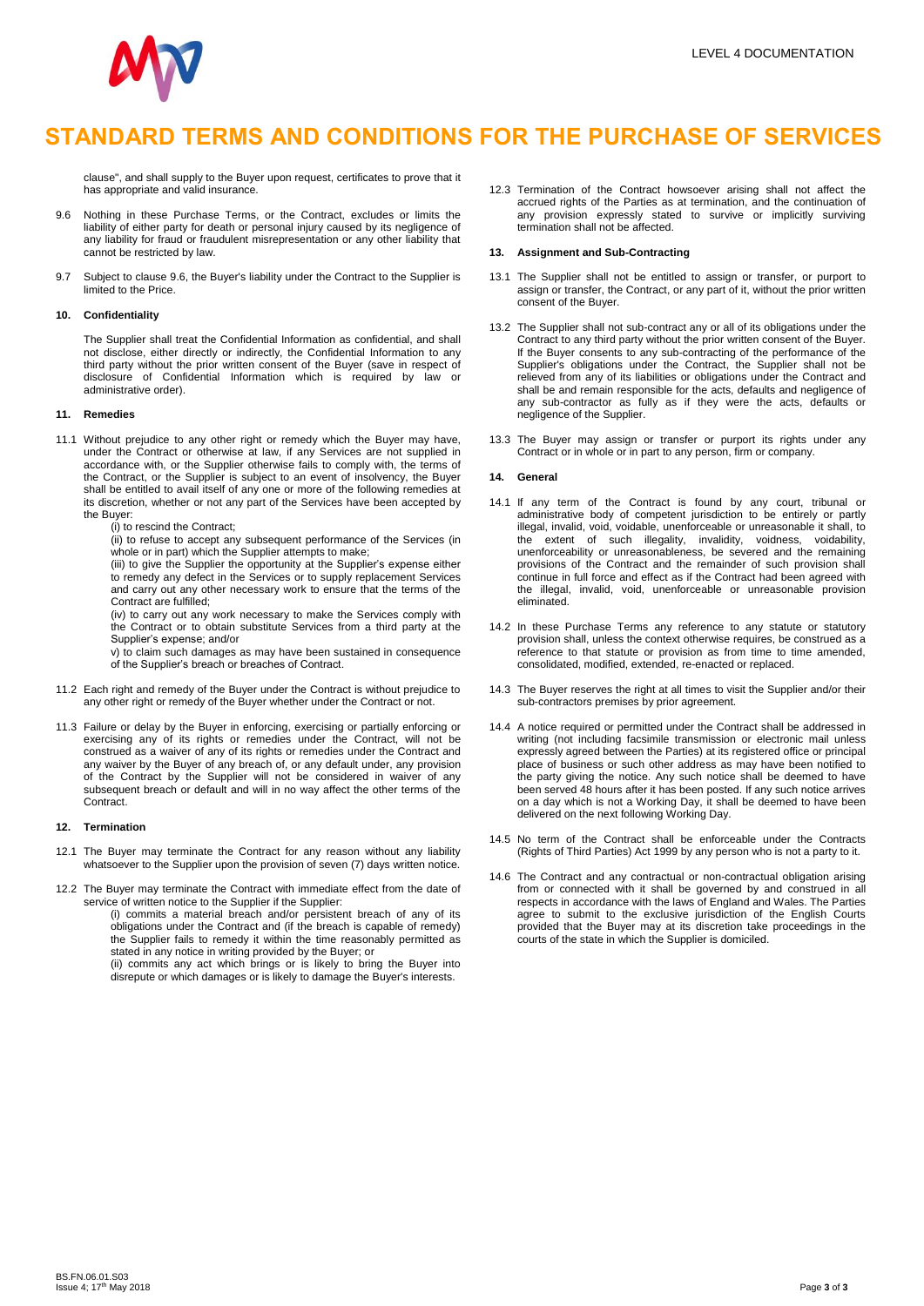clause", and shall supply to the Buyer upon request, certificates to prove that it has appropriate and valid insurance.

9.6 Nothing in these Purchase Terms, or the Contract, excludes or limits the liability of either party for death or personal injury caused by its negligence of any liability for fraud or fraudulent misrepresentation or any other liability that cannot be restricted by law.

9.7 Subject to clause 9.6, the Buyer's liability under the Contract to the Supplier is limited to the Price.

### 10. Confidentiality

The Supplier shall treat the Confidential Information as confidential, and shall not disclose, either directly or indirectly, the Confidential Information to any third party without the prior written consent of the Buyer (save in respect of disclosure of Confidential Information which is required by law or administrative order).

### 11. Remedies

11.1 Without prejudice to any other right or remedy which the Buyer may have, under the Contract or otherwise at law, if any Services are not supplied in accordance with, or the Supplier otherwise fails to comply with, the terms of the Contract, or the Supplier is subject to an event of insolvency, the Buyer shall be entitled to avail itself of any one or more of the following remedies at its discretion, whether or not any part of the Services have been accepted by the Buyer:

(i) to rescind the Contract;

(ii) to refuse to accept any subsequent performance of the Services (in whole or in part) which the Supplier attempts to make;

(iii) to give the Supplier the opportunity at the Supplier's expense either to remedy any defect in the Services or to supply replacement Services and carry out any other necessary work to ensure that the terms of the Contract are fulfilled;

(iv) to carry out any work necessary to make the Services comply with the Contract or to obtain substitute Services from a third party at the Supplier's expense; and/or

v) to claim such damages as may have been sustained in consequence of the Supplier's breach or breaches of Contract.

11.2 Each right and remedy of the Buyer under the Contract is without prejudice to any other right or remedy of the Buyer whether under the Contract or not.

11.3 Failure or delay by the Buyer in enforcing, exercising or partially enforcing or exercising any of its rights or remedies under the Contract, will not be construed as a waiver of any of its rights or remedies under the Contract and any waiver by the Buyer of any breach of, or any default under, any provision of the Contract by the Supplier will not be considered in waiver of any subsequent breach or default and will in no way affect the other terms of the Contract.

### 12. Termination

12.1 The Buyer may terminate the Contract for any reason without any liability whatsoever to the Supplier upon the provision of seven (7) days written notice.

12.2 The Buyer may terminate the Contract with immediate effect from the date of service of written notice to the Supplier if the Supplier:

(i) commits a material breach and/or persistent breach of any of its obligations under the Contract and (if the breach is capable of remedy) the Supplier fails to remedy it within the time reasonably permitted as stated in any notice in writing provided by the Buyer; or

(ii) commits any act which brings or is likely to bring the Buyer into disrepute or which damages or is likely to damage the Buyer's interests.

12.3 Termination of the Contract howsoever arising shall not affect the accrued rights of the Parties as at termination, and the continuation of any provision expressly stated to survive or implicitly surviving termination shall not be affected.

### 13. Assignment and Sub-Contracting

13.1 The Supplier shall not be entitled to assign or transfer, or purport to assign or transfer, the Contract, or any part of it, without the prior written consent of the Buyer.

13.2 The Supplier shall not sub-contract any or all of its obligations under the Contract to any third party without the prior written consent of the Buyer. If the Buyer consents to any sub-contracting of the performance of the Supplier's obligations under the Contract, the Supplier shall not be relieved from any of its liabilities or obligations under the Contract and shall be and remain responsible for the acts, defaults and negligence of any sub-contractor as fully as if they were the acts, defaults or negligence of the Supplier.

13.3 The Buyer may assign or transfer or purport its rights under any Contract or in whole or in part to any person, firm or company.

### 14. General

14.1 If any term of the Contract is found by any court, tribunal or administrative body of competent jurisdiction to be entirely or partly illegal, invalid, void, voidable, unenforceable or unreasonable it shall, to the extent of such illegality, invalidity, voidness, voidability, unenforceability or unreasonableness, be severed and the remaining provisions of the Contract and the remainder of such provision shall continue in full force and effect as if the Contract had been agreed with the illegal, invalid, void, unenforceable or unreasonable provision eliminated.

14.2 In these Purchase Terms any reference to any statute or statutory provision shall, unless the context otherwise requires, be construed as a reference to that statute or provision as from time to time amended, consolidated, modified, extended, re-enacted or replaced.

14.3 The Buyer reserves the right at all times to visit the Supplier and/or their sub-contractors premises by prior agreement.

14.4 A notice required or permitted under the Contract shall be addressed in writing (not including facsimile transmission or electronic mail unless expressly agreed between the Parties) at its registered office or principal place of business or such other address as may have been notified to the party giving the notice. Any such notice shall be deemed to have been served 48 hours after it has been posted. If any such notice arrives on a day which is not a Working Day, it shall be deemed to have been delivered on the next following Working Day.

14.5 No term of the Contract shall be enforceable under the Contracts (Rights of Third Parties) Act 1999 by any person who is not a party to it.

14.6 The Contract and any contractual or non-contractual obligation arising from or connected with it shall be governed by and construed in all respects in accordance with the laws of England and Wales. The Parties agree to submit to the exclusive jurisdiction of the English Courts provided that the Buyer may at its discretion take proceedings in the courts of the state in which the Supplier is domiciled.